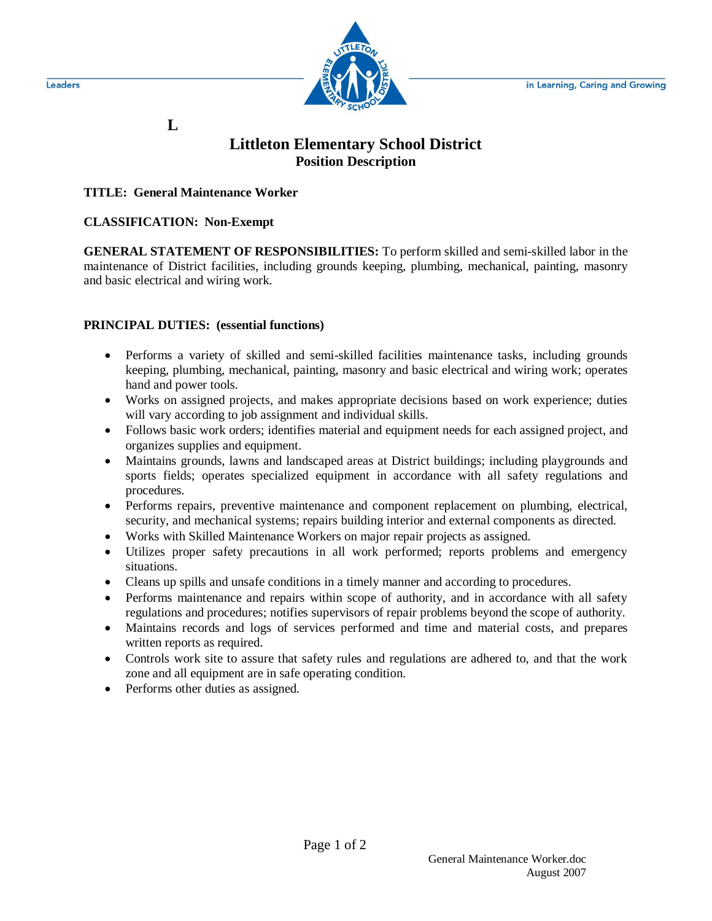Leaders in Learning, Caring and Growing

L

# Littleton Elementary School District
## Position Description

**TITLE: General Maintenance Worker**

**CLASSIFICATION: Non-Exempt**

**GENERAL STATEMENT OF RESPONSIBILITIES:** To perform skilled and semi-skilled labor in the maintenance of District facilities, including grounds keeping, plumbing, mechanical, painting, masonry and basic electrical and wiring work.

**PRINCIPAL DUTIES: (essential functions)**

- Performs a variety of skilled and semi-skilled facilities maintenance tasks, including grounds keeping, plumbing, mechanical, painting, masonry and basic electrical and wiring work; operates hand and power tools.
- Works on assigned projects, and makes appropriate decisions based on work experience; duties will vary according to job assignment and individual skills.
- Follows basic work orders; identifies material and equipment needs for each assigned project, and organizes supplies and equipment.
- Maintains grounds, lawns and landscaped areas at District buildings; including playgrounds and sports fields; operates specialized equipment in accordance with all safety regulations and procedures.
- Performs repairs, preventive maintenance and component replacement on plumbing, electrical, security, and mechanical systems; repairs building interior and external components as directed.
- Works with Skilled Maintenance Workers on major repair projects as assigned.
- Utilizes proper safety precautions in all work performed; reports problems and emergency situations.
- Cleans up spills and unsafe conditions in a timely manner and according to procedures.
- Performs maintenance and repairs within scope of authority, and in accordance with all safety regulations and procedures; notifies supervisors of repair problems beyond the scope of authority.
- Maintains records and logs of services performed and time and material costs, and prepares written reports as required.
- Controls work site to assure that safety rules and regulations are adhered to, and that the work zone and all equipment are in safe operating condition.
- Performs other duties as assigned.

General Maintenance Worker.doc
August 2007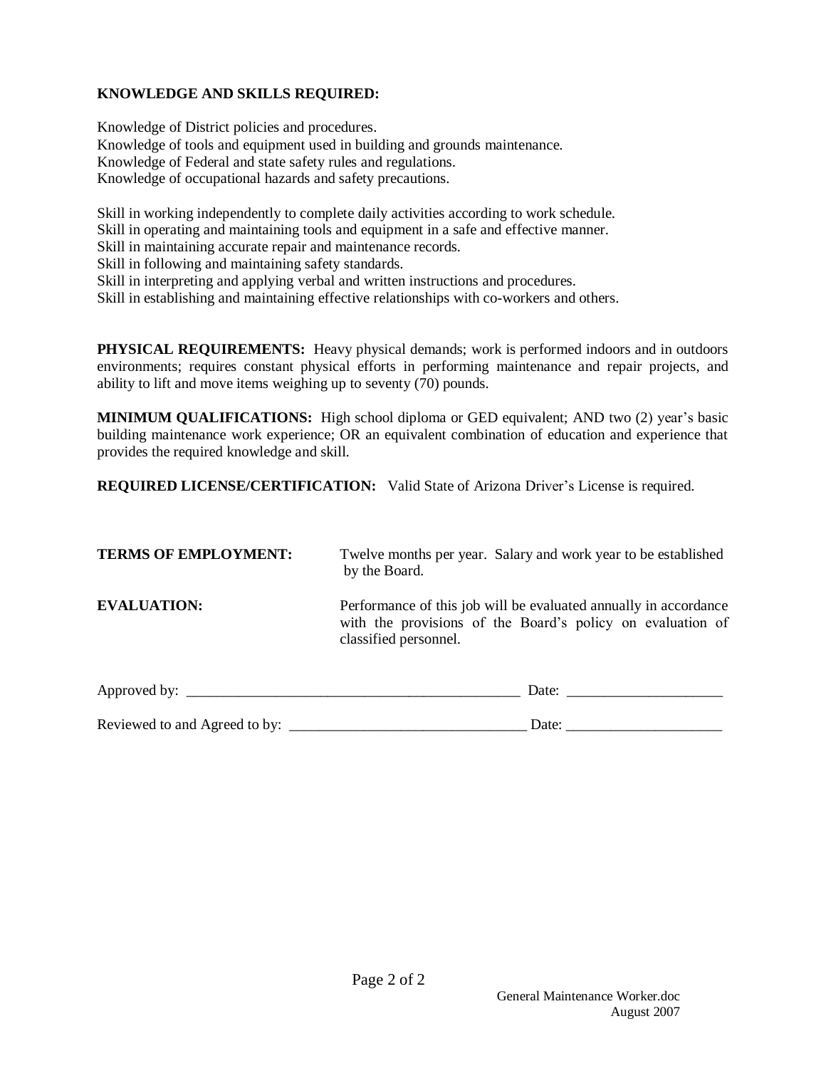**KNOWLEDGE AND SKILLS REQUIRED:**

Knowledge of District policies and procedures.
Knowledge of tools and equipment used in building and grounds maintenance.
Knowledge of Federal and state safety rules and regulations.
Knowledge of occupational hazards and safety precautions.

Skill in working independently to complete daily activities according to work schedule.
Skill in operating and maintaining tools and equipment in a safe and effective manner.
Skill in maintaining accurate repair and maintenance records.
Skill in following and maintaining safety standards.
Skill in interpreting and applying verbal and written instructions and procedures.
Skill in establishing and maintaining effective relationships with co-workers and others.

**PHYSICAL REQUIREMENTS:** Heavy physical demands; work is performed indoors and in outdoors environments; requires constant physical efforts in performing maintenance and repair projects, and ability to lift and move items weighing up to seventy (70) pounds.

**MINIMUM QUALIFICATIONS:** High school diploma or GED equivalent; AND two (2) year's basic building maintenance work experience; OR an equivalent combination of education and experience that provides the required knowledge and skill.

**REQUIRED LICENSE/CERTIFICATION:** Valid State of Arizona Driver's License is required.

**TERMS OF EMPLOYMENT:** Twelve months per year. Salary and work year to be established by the Board.

**EVALUATION:** Performance of this job will be evaluated annually in accordance with the provisions of the Board's policy on evaluation of classified personnel.

Approved by: _____________________________________________ Date: ____________________

Reviewed to and Agreed to by: _______________________________ Date: ____________________

General Maintenance Worker.doc
August 2007